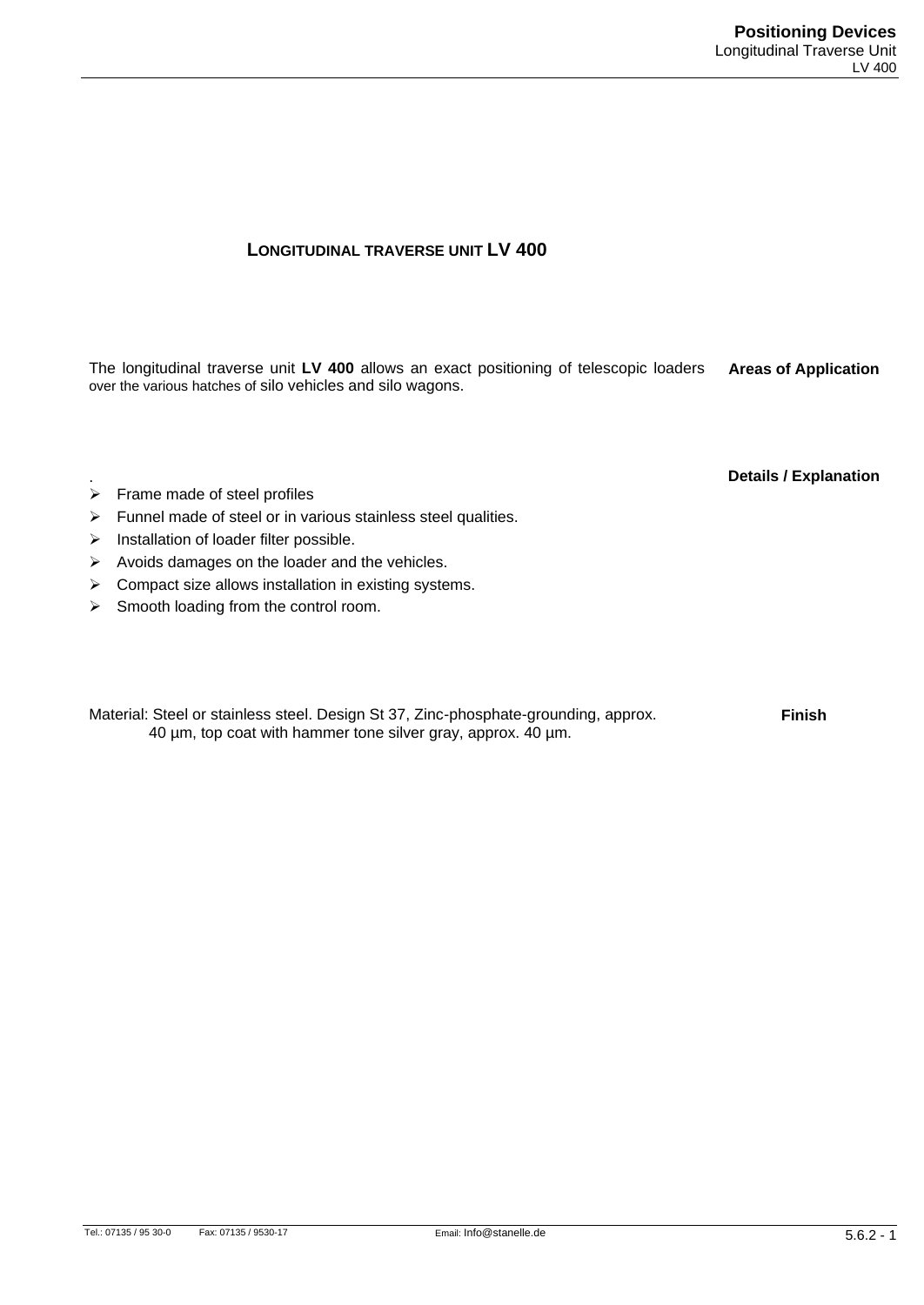# Longitudinal traverse unit LV 400

## Areas of Application

The longitudinal traverse unit **LV 400** allows an exact positioning of telescopic loaders over the various hatches of silo vehicles and silo wagons.

## Details / Explanation

.

- Frame made of steel profiles
- Funnel made of steel or in various stainless steel qualities.
- Installation of loader filter possible.
- Avoids damages on the loader and the vehicles.
- Compact size allows installation in existing systems.
- Smooth loading from the control room.

## Finish

Material: Steel or stainless steel. Design St 37, Zinc-phosphate-grounding, approx. 40 µm, top coat with hammer tone silver gray, approx. 40 µm.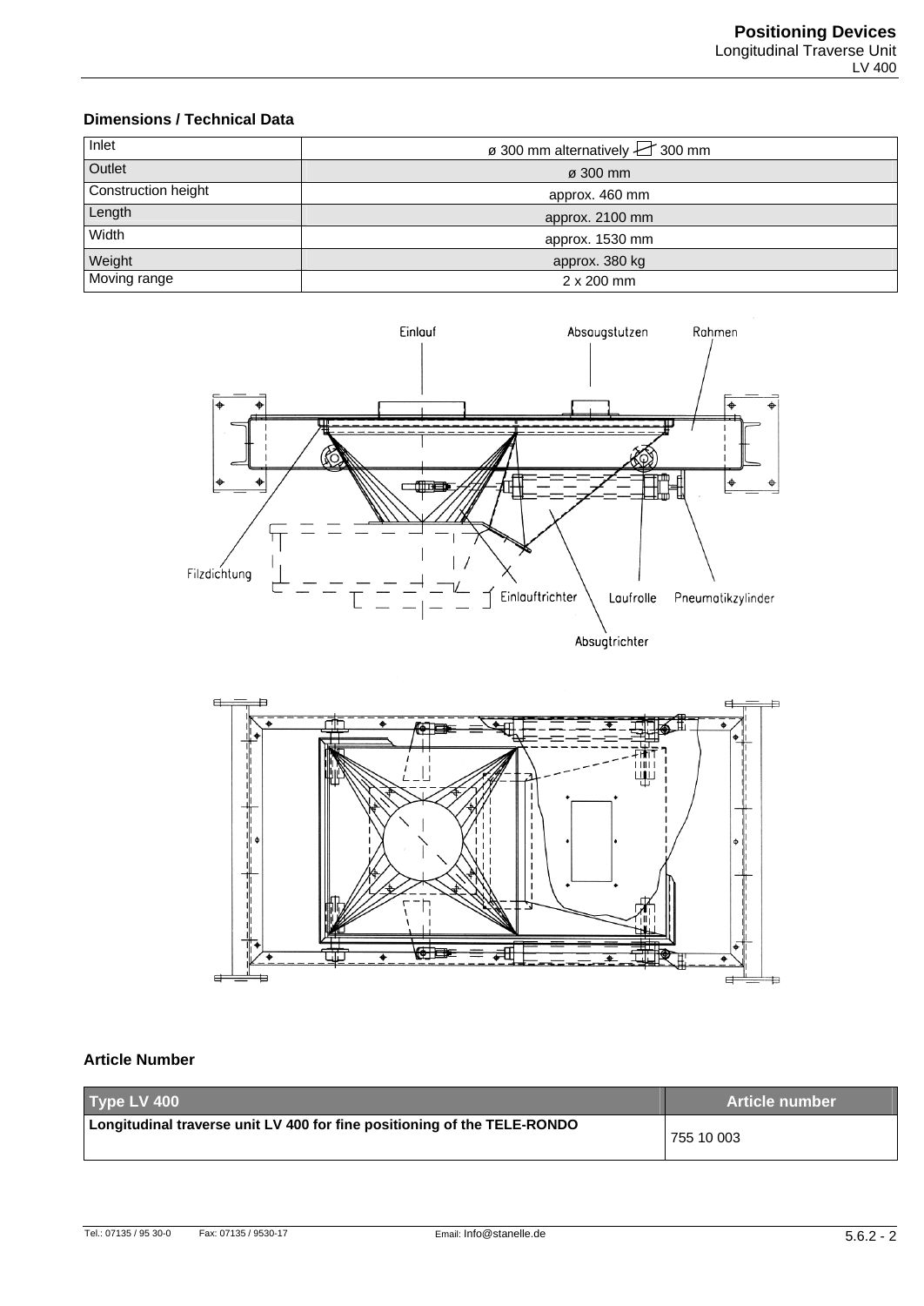### Dimensions / Technical Data

| | |
|---|---|
| Inlet | ø 300 mm alternatively ⊿ 300 mm |
| Outlet | ø 300 mm |
| Construction height | approx. 460 mm |
| Length | approx. 2100 mm |
| Width | approx. 1530 mm |
| Weight | approx. 380 kg |
| Moving range | 2 x 200 mm |

Einlauf
Absaugstutzen
Rahmen
Filzdichtung
Einlauftrichter
Laufrolle
Pneumatikzylinder
Absugtrichter

### Article Number

| Type LV 400 | Article number |
|---|---|
| **Longitudinal traverse unit LV 400 for fine positioning of the TELE-RONDO** | 755 10 003 |